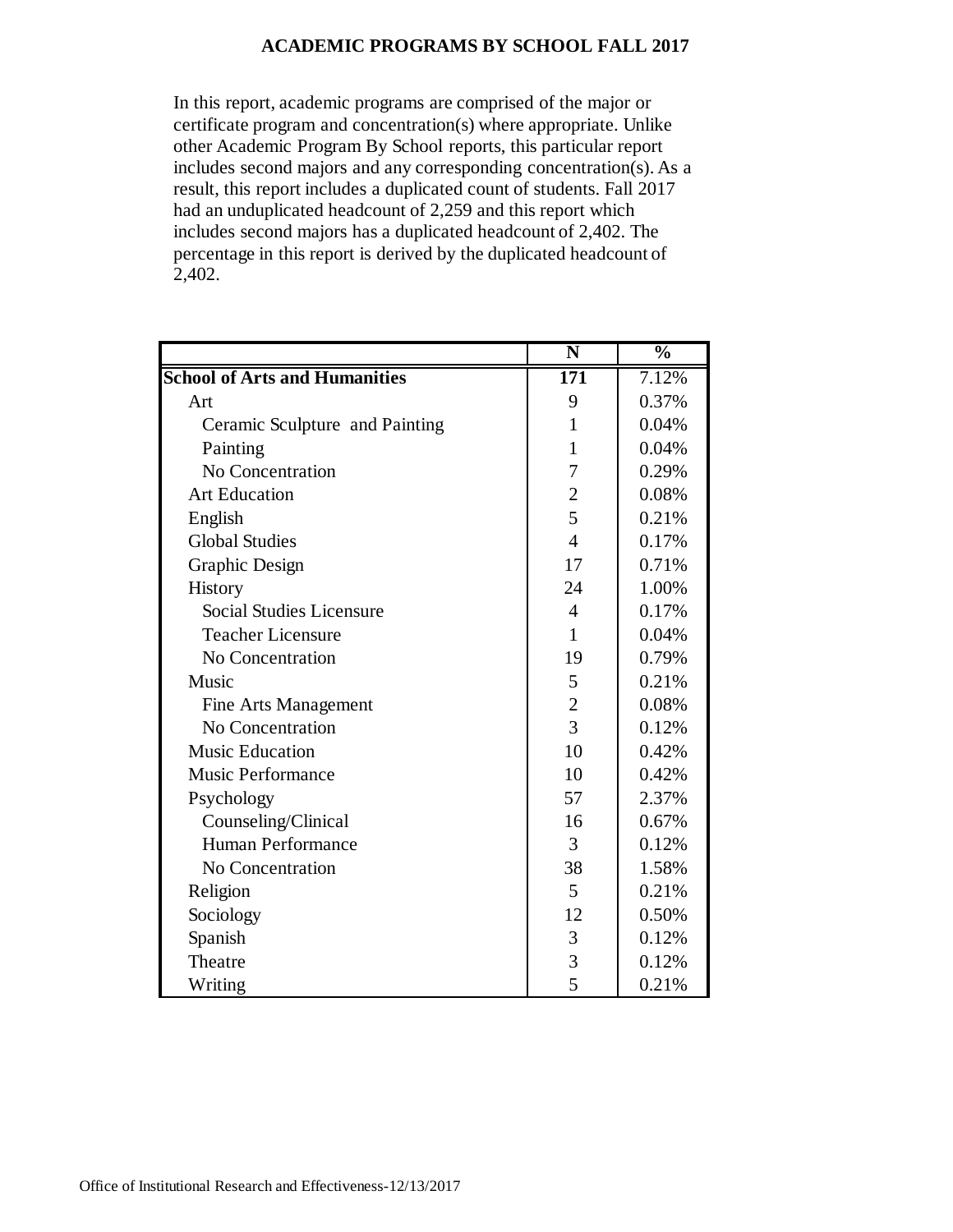# ACADEMIC PROGRAMS BY SCHOOL FALL 2017

In this report, academic programs are comprised of the major or certificate program and concentration(s) where appropriate. Unlike other Academic Program By School reports, this particular report includes second majors and any corresponding concentration(s). As a result, this report includes a duplicated count of students. Fall 2017 had an unduplicated headcount of 2,259 and this report which includes second majors has a duplicated headcount of 2,402. The percentage in this report is derived by the duplicated headcount of 2,402.

| | N | % |
|---|---|---|
| **School of Arts and Humanities** | **171** | 7.12% |
| Art | 9 | 0.37% |
| Ceramic Sculpture and Painting | 1 | 0.04% |
| Painting | 1 | 0.04% |
| No Concentration | 7 | 0.29% |
| Art Education | 2 | 0.08% |
| English | 5 | 0.21% |
| Global Studies | 4 | 0.17% |
| Graphic Design | 17 | 0.71% |
| History | 24 | 1.00% |
| Social Studies Licensure | 4 | 0.17% |
| Teacher Licensure | 1 | 0.04% |
| No Concentration | 19 | 0.79% |
| Music | 5 | 0.21% |
| Fine Arts Management | 2 | 0.08% |
| No Concentration | 3 | 0.12% |
| Music Education | 10 | 0.42% |
| Music Performance | 10 | 0.42% |
| Psychology | 57 | 2.37% |
| Counseling/Clinical | 16 | 0.67% |
| Human Performance | 3 | 0.12% |
| No Concentration | 38 | 1.58% |
| Religion | 5 | 0.21% |
| Sociology | 12 | 0.50% |
| Spanish | 3 | 0.12% |
| Theatre | 3 | 0.12% |
| Writing | 5 | 0.21% |

Office of Institutional Research and Effectiveness-12/13/2017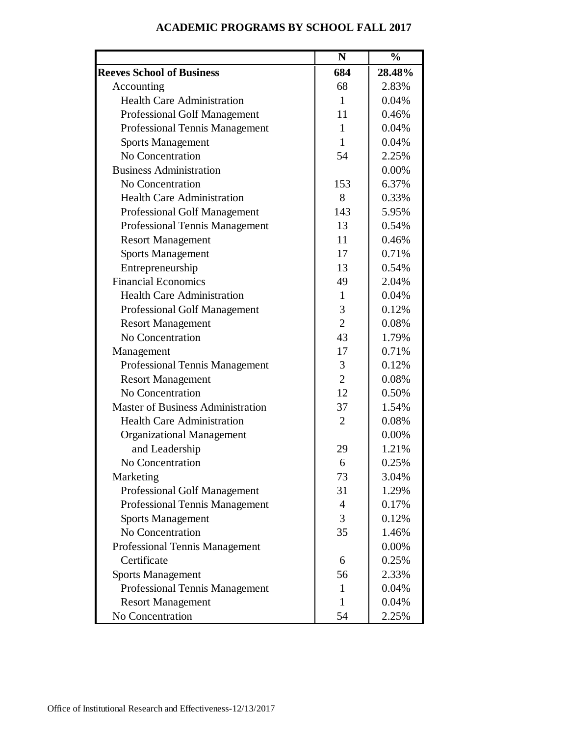# ACADEMIC PROGRAMS BY SCHOOL FALL 2017

| | N | % |
|---|---|---|
| **Reeves School of Business** | **684** | **28.48%** |
| Accounting | 68 | 2.83% |
| Health Care Administration | 1 | 0.04% |
| Professional Golf Management | 11 | 0.46% |
| Professional Tennis Management | 1 | 0.04% |
| Sports Management | 1 | 0.04% |
| No Concentration | 54 | 2.25% |
| Business Administration | | 0.00% |
| No Concentration | 153 | 6.37% |
| Health Care Administration | 8 | 0.33% |
| Professional Golf Management | 143 | 5.95% |
| Professional Tennis Management | 13 | 0.54% |
| Resort Management | 11 | 0.46% |
| Sports Management | 17 | 0.71% |
| Entrepreneurship | 13 | 0.54% |
| Financial Economics | 49 | 2.04% |
| Health Care Administration | 1 | 0.04% |
| Professional Golf Management | 3 | 0.12% |
| Resort Management | 2 | 0.08% |
| No Concentration | 43 | 1.79% |
| Management | 17 | 0.71% |
| Professional Tennis Management | 3 | 0.12% |
| Resort Management | 2 | 0.08% |
| No Concentration | 12 | 0.50% |
| Master of Business Administration | 37 | 1.54% |
| Health Care Administration | 2 | 0.08% |
| Organizational Management | | 0.00% |
| and Leadership | 29 | 1.21% |
| No Concentration | 6 | 0.25% |
| Marketing | 73 | 3.04% |
| Professional Golf Management | 31 | 1.29% |
| Professional Tennis Management | 4 | 0.17% |
| Sports Management | 3 | 0.12% |
| No Concentration | 35 | 1.46% |
| Professional Tennis Management | | 0.00% |
| Certificate | 6 | 0.25% |
| Sports Management | 56 | 2.33% |
| Professional Tennis Management | 1 | 0.04% |
| Resort Management | 1 | 0.04% |
| No Concentration | 54 | 2.25% |

Office of Institutional Research and Effectiveness-12/13/2017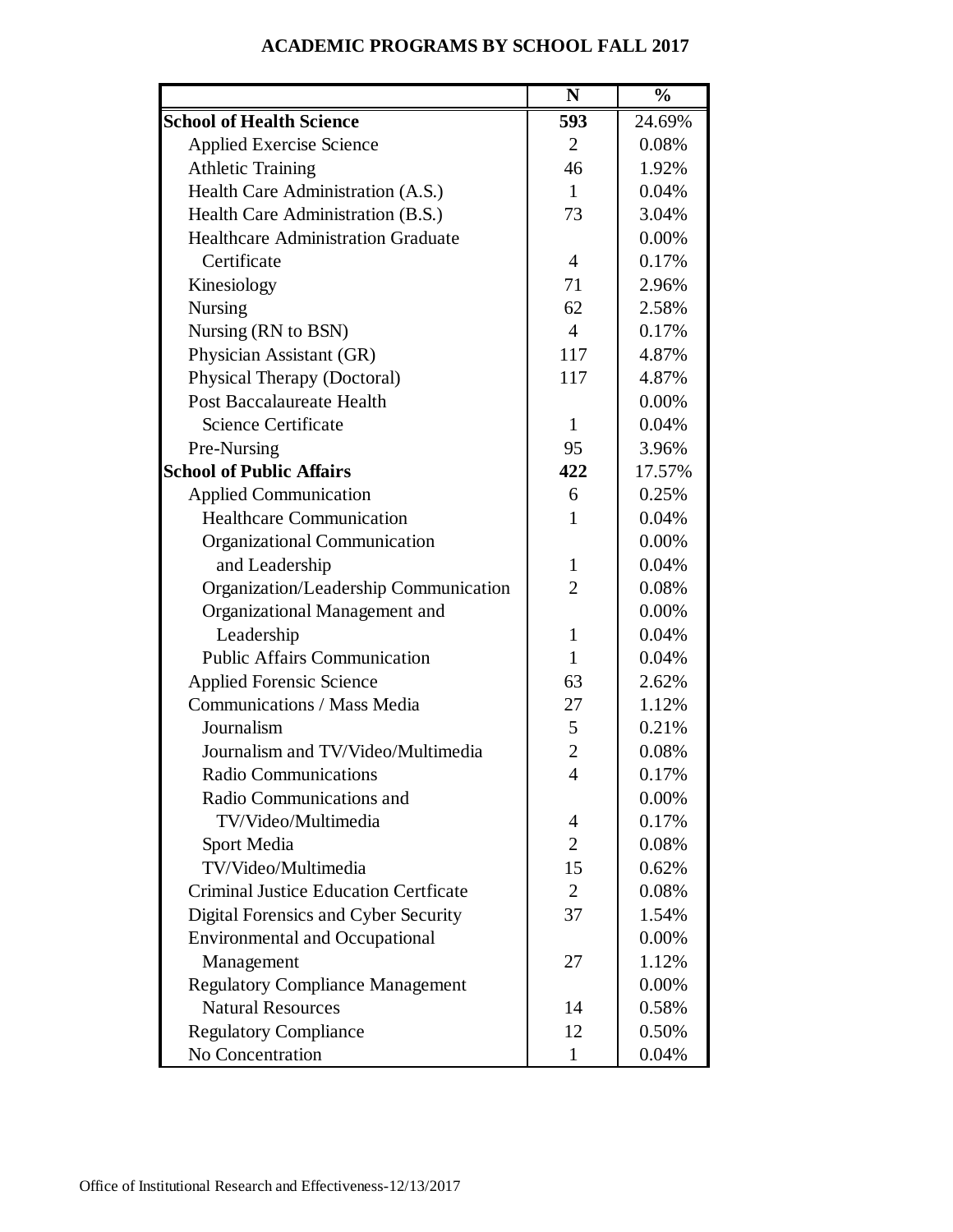# ACADEMIC PROGRAMS BY SCHOOL FALL 2017

| | N | % |
|---|---|---|
| **School of Health Science** | **593** | 24.69% |
| Applied Exercise Science | 2 | 0.08% |
| Athletic Training | 46 | 1.92% |
| Health Care Administration (A.S.) | 1 | 0.04% |
| Health Care Administration (B.S.) | 73 | 3.04% |
| Healthcare Administration Graduate | | 0.00% |
| Certificate | 4 | 0.17% |
| Kinesiology | 71 | 2.96% |
| Nursing | 62 | 2.58% |
| Nursing (RN to BSN) | 4 | 0.17% |
| Physician Assistant (GR) | 117 | 4.87% |
| Physical Therapy (Doctoral) | 117 | 4.87% |
| Post Baccalaureate Health | | 0.00% |
| Science Certificate | 1 | 0.04% |
| Pre-Nursing | 95 | 3.96% |
| **School of Public Affairs** | **422** | 17.57% |
| Applied Communication | 6 | 0.25% |
| Healthcare Communication | 1 | 0.04% |
| Organizational Communication | | 0.00% |
| and Leadership | 1 | 0.04% |
| Organization/Leadership Communication | 2 | 0.08% |
| Organizational Management and | | 0.00% |
| Leadership | 1 | 0.04% |
| Public Affairs Communication | 1 | 0.04% |
| Applied Forensic Science | 63 | 2.62% |
| Communications / Mass Media | 27 | 1.12% |
| Journalism | 5 | 0.21% |
| Journalism and TV/Video/Multimedia | 2 | 0.08% |
| Radio Communications | 4 | 0.17% |
| Radio Communications and | | 0.00% |
| TV/Video/Multimedia | 4 | 0.17% |
| Sport Media | 2 | 0.08% |
| TV/Video/Multimedia | 15 | 0.62% |
| Criminal Justice Education Certficate | 2 | 0.08% |
| Digital Forensics and Cyber Security | 37 | 1.54% |
| Environmental and Occupational | | 0.00% |
| Management | 27 | 1.12% |
| Regulatory Compliance Management | | 0.00% |
| Natural Resources | 14 | 0.58% |
| Regulatory Compliance | 12 | 0.50% |
| No Concentration | 1 | 0.04% |

Office of Institutional Research and Effectiveness-12/13/2017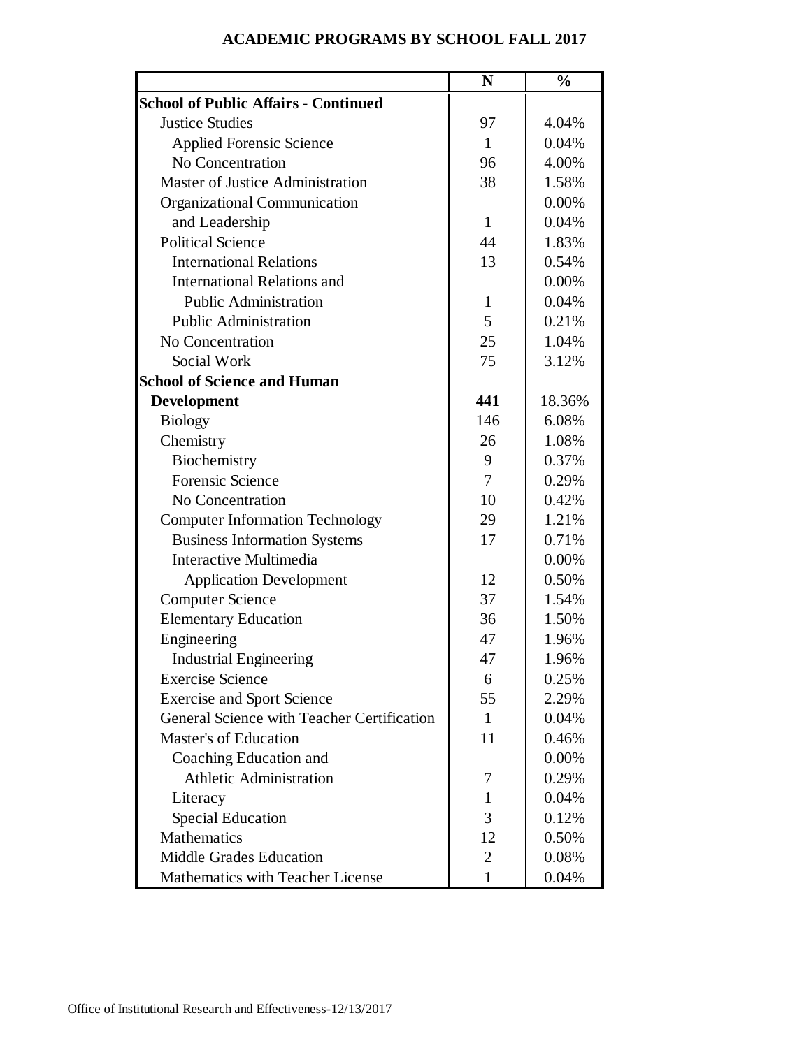# ACADEMIC PROGRAMS BY SCHOOL FALL 2017

| | N | % |
|---|---|---|
| **School of Public Affairs - Continued** | | |
| Justice Studies | 97 | 4.04% |
| Applied Forensic Science | 1 | 0.04% |
| No Concentration | 96 | 4.00% |
| Master of Justice Administration | 38 | 1.58% |
| Organizational Communication | | 0.00% |
| and Leadership | 1 | 0.04% |
| Political Science | 44 | 1.83% |
| International Relations | 13 | 0.54% |
| International Relations and | | 0.00% |
| Public Administration | 1 | 0.04% |
| Public Administration | 5 | 0.21% |
| No Concentration | 25 | 1.04% |
| Social Work | 75 | 3.12% |
| **School of Science and Human** | | |
| **Development** | **441** | 18.36% |
| Biology | 146 | 6.08% |
| Chemistry | 26 | 1.08% |
| Biochemistry | 9 | 0.37% |
| Forensic Science | 7 | 0.29% |
| No Concentration | 10 | 0.42% |
| Computer Information Technology | 29 | 1.21% |
| Business Information Systems | 17 | 0.71% |
| Interactive Multimedia | | 0.00% |
| Application Development | 12 | 0.50% |
| Computer Science | 37 | 1.54% |
| Elementary Education | 36 | 1.50% |
| Engineering | 47 | 1.96% |
| Industrial Engineering | 47 | 1.96% |
| Exercise Science | 6 | 0.25% |
| Exercise and Sport Science | 55 | 2.29% |
| General Science with Teacher Certification | 1 | 0.04% |
| Master's of Education | 11 | 0.46% |
| Coaching Education and | | 0.00% |
| Athletic Administration | 7 | 0.29% |
| Literacy | 1 | 0.04% |
| Special Education | 3 | 0.12% |
| Mathematics | 12 | 0.50% |
| Middle Grades Education | 2 | 0.08% |
| Mathematics with Teacher License | 1 | 0.04% |

Office of Institutional Research and Effectiveness-12/13/2017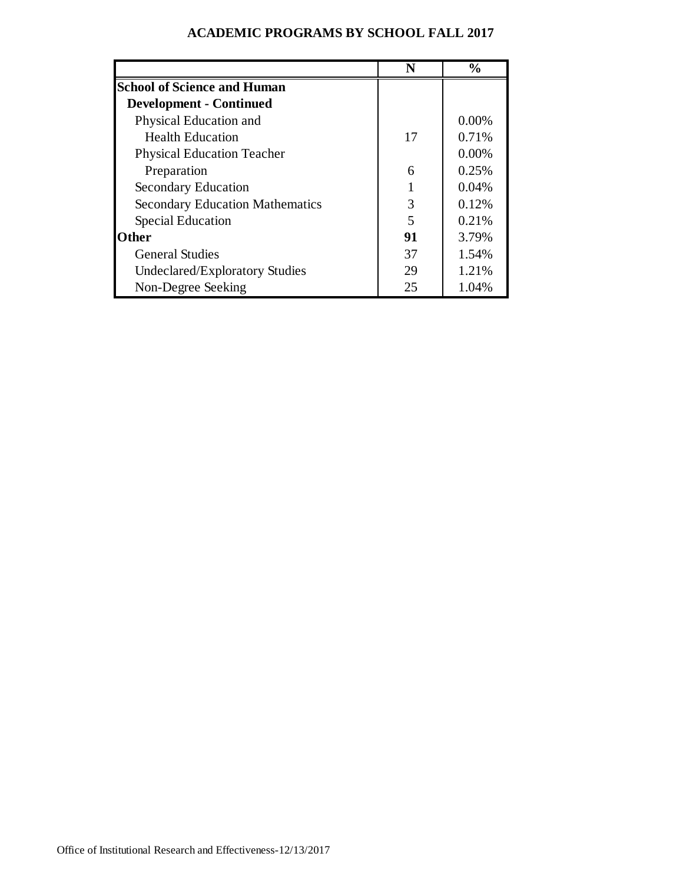# ACADEMIC PROGRAMS BY SCHOOL FALL 2017

| | N | % |
|---|---|---|
| **School of Science and Human Development - Continued** | | |
| Physical Education and | | 0.00% |
| Health Education | 17 | 0.71% |
| Physical Education Teacher | | 0.00% |
| Preparation | 6 | 0.25% |
| Secondary Education | 1 | 0.04% |
| Secondary Education Mathematics | 3 | 0.12% |
| Special Education | 5 | 0.21% |
| **Other** | **91** | 3.79% |
| General Studies | 37 | 1.54% |
| Undeclared/Exploratory Studies | 29 | 1.21% |
| Non-Degree Seeking | 25 | 1.04% |

Office of Institutional Research and Effectiveness-12/13/2017